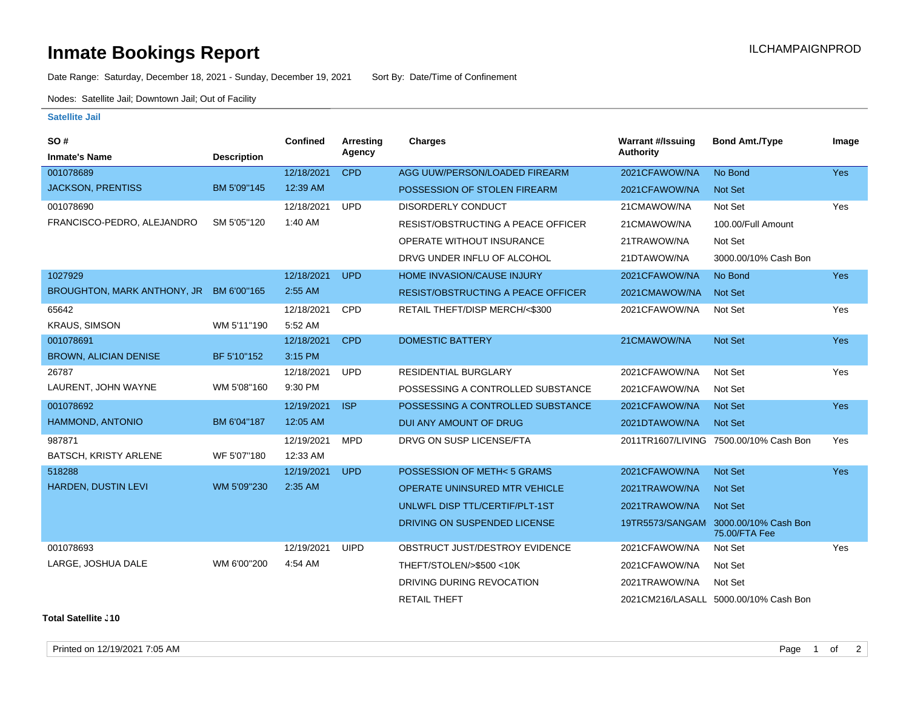# Inmate Bookings Report

ILCHAMPAIGNPROD

Date Range: Saturday, December 18, 2021 - Sunday, December 19, 2021     Sort By: Date/Time of Confinement

Nodes: Satellite Jail; Downtown Jail; Out of Facility

**Satellite Jail**

| SO # / Inmate's Name | Description | Confined | Arresting Agency | Charges | Warrant #/Issuing Authority | Bond Amt./Type | Image |
|---|---|---|---|---|---|---|---|
| 001078689 JACKSON, PRENTISS | BM 5'09"145 | 12/18/2021 12:39 AM | CPD | AGG UUW/PERSON/LOADED FIREARM | 2021CFAWOW/NA | No Bond | Yes |
| | | | | POSSESSION OF STOLEN FIREARM | 2021CFAWOW/NA | Not Set | |
| 001078690 FRANCISCO-PEDRO, ALEJANDRO | SM 5'05"120 | 12/18/2021 1:40 AM | UPD | DISORDERLY CONDUCT | 21CMAWOW/NA | Not Set | Yes |
| | | | | RESIST/OBSTRUCTING A PEACE OFFICER | 21CMAWOW/NA | 100.00/Full Amount | |
| | | | | OPERATE WITHOUT INSURANCE | 21TRAWOW/NA | Not Set | |
| | | | | DRVG UNDER INFLU OF ALCOHOL | 21DTAWOW/NA | 3000.00/10% Cash Bon | |
| 1027929 BROUGHTON, MARK ANTHONY, JR | BM 6'00"165 | 12/18/2021 2:55 AM | UPD | HOME INVASION/CAUSE INJURY | 2021CFAWOW/NA | No Bond | Yes |
| | | | | RESIST/OBSTRUCTING A PEACE OFFICER | 2021CMAWOW/NA | Not Set | |
| 65642 KRAUS, SIMSON | WM 5'11"190 | 12/18/2021 5:52 AM | CPD | RETAIL THEFT/DISP MERCH/<$300 | 2021CFAWOW/NA | Not Set | Yes |
| 001078691 BROWN, ALICIAN DENISE | BF 5'10"152 | 12/18/2021 3:15 PM | CPD | DOMESTIC BATTERY | 21CMAWOW/NA | Not Set | Yes |
| 26787 LAURENT, JOHN WAYNE | WM 5'08"160 | 12/18/2021 9:30 PM | UPD | RESIDENTIAL BURGLARY | 2021CFAWOW/NA | Not Set | Yes |
| | | | | POSSESSING A CONTROLLED SUBSTANCE | 2021CFAWOW/NA | Not Set | |
| 001078692 HAMMOND, ANTONIO | BM 6'04"187 | 12/19/2021 12:05 AM | ISP | POSSESSING A CONTROLLED SUBSTANCE | 2021CFAWOW/NA | Not Set | Yes |
| | | | | DUI ANY AMOUNT OF DRUG | 2021DTAWOW/NA | Not Set | |
| 987871 BATSCH, KRISTY ARLENE | WF 5'07"180 | 12/19/2021 12:33 AM | MPD | DRVG ON SUSP LICENSE/FTA | 2011TR1607/LIVING | 7500.00/10% Cash Bon | Yes |
| 518288 HARDEN, DUSTIN LEVI | WM 5'09"230 | 12/19/2021 2:35 AM | UPD | POSSESSION OF METH< 5 GRAMS | 2021CFAWOW/NA | Not Set | Yes |
| | | | | OPERATE UNINSURED MTR VEHICLE | 2021TRAWOW/NA | Not Set | |
| | | | | UNLWFL DISP TTL/CERTIF/PLT-1ST | 2021TRAWOW/NA | Not Set | |
| | | | | DRIVING ON SUSPENDED LICENSE | 19TR5573/SANGAM | 3000.00/10% Cash Bon 75.00/FTA Fee | |
| 001078693 LARGE, JOSHUA DALE | WM 6'00"200 | 12/19/2021 4:54 AM | UIPD | OBSTRUCT JUST/DESTROY EVIDENCE | 2021CFAWOW/NA | Not Set | Yes |
| | | | | THEFT/STOLEN/>$500 <10K | 2021CFAWOW/NA | Not Set | |
| | | | | DRIVING DURING REVOCATION | 2021TRAWOW/NA | Not Set | |
| | | | | RETAIL THEFT | 2021CM216/LASALL | 5000.00/10% Cash Bon | |

**Total Satellite J10**

Printed on 12/19/2021 7:05 AM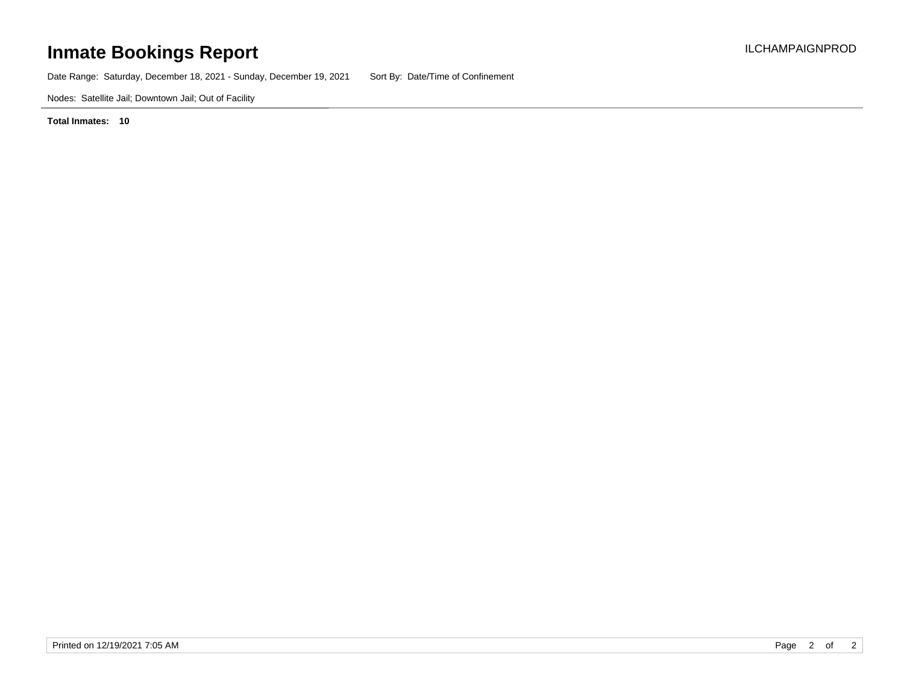# Inmate Bookings Report

ILCHAMPAIGNPROD

Date Range: Saturday, December 18, 2021 - Sunday, December 19, 2021     Sort By: Date/Time of Confinement

Nodes: Satellite Jail; Downtown Jail; Out of Facility

**Total Inmates: 10**

Printed on 12/19/2021 7:05 AM